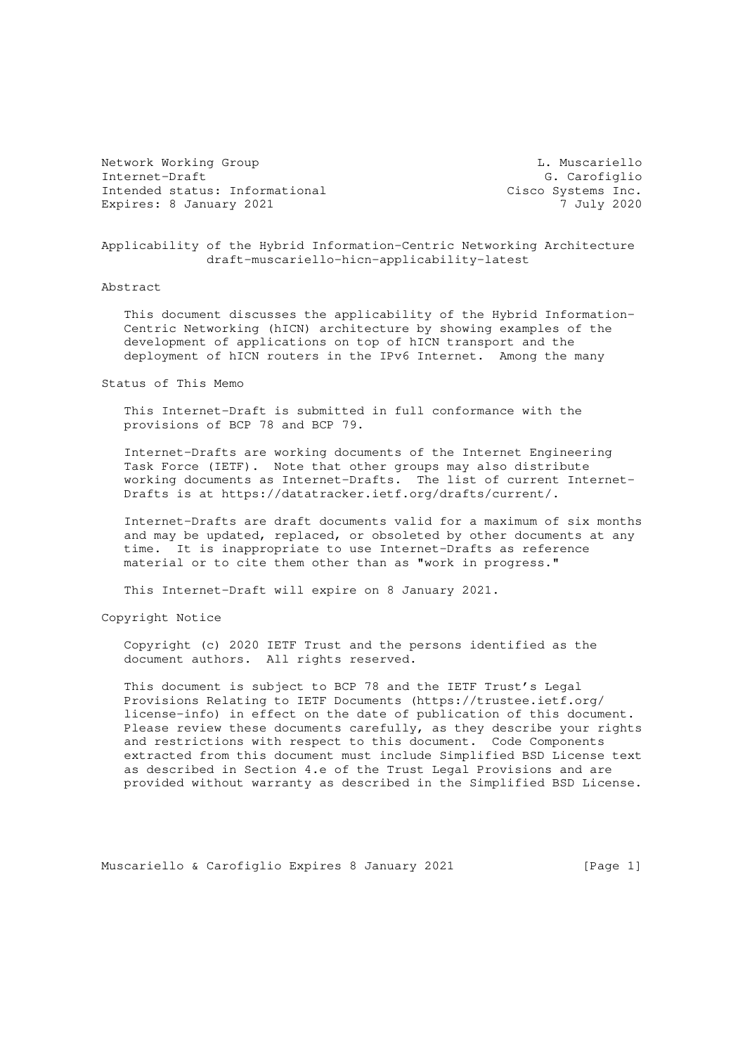Network Working Group L. Muscariello
Internet-Draft G. Carofiglio
Intended status: Informational Cisco Systems Inc.
Expires: 8 January 2021 7 July 2020

# Applicability of the Hybrid Information-Centric Networking Architecture

draft-muscariello-hicn-applicability-latest

## Abstract

This document discusses the applicability of the Hybrid Information-Centric Networking (hICN) architecture by showing examples of the development of applications on top of hICN transport and the deployment of hICN routers in the IPv6 Internet. Among the many

## Status of This Memo

This Internet-Draft is submitted in full conformance with the provisions of BCP 78 and BCP 79.

Internet-Drafts are working documents of the Internet Engineering Task Force (IETF). Note that other groups may also distribute working documents as Internet-Drafts. The list of current Internet-Drafts is at https://datatracker.ietf.org/drafts/current/.

Internet-Drafts are draft documents valid for a maximum of six months and may be updated, replaced, or obsoleted by other documents at any time. It is inappropriate to use Internet-Drafts as reference material or to cite them other than as "work in progress."

This Internet-Draft will expire on 8 January 2021.

## Copyright Notice

Copyright (c) 2020 IETF Trust and the persons identified as the document authors. All rights reserved.

This document is subject to BCP 78 and the IETF Trust's Legal Provisions Relating to IETF Documents (https://trustee.ietf.org/license-info) in effect on the date of publication of this document. Please review these documents carefully, as they describe your rights and restrictions with respect to this document. Code Components extracted from this document must include Simplified BSD License text as described in Section 4.e of the Trust Legal Provisions and are provided without warranty as described in the Simplified BSD License.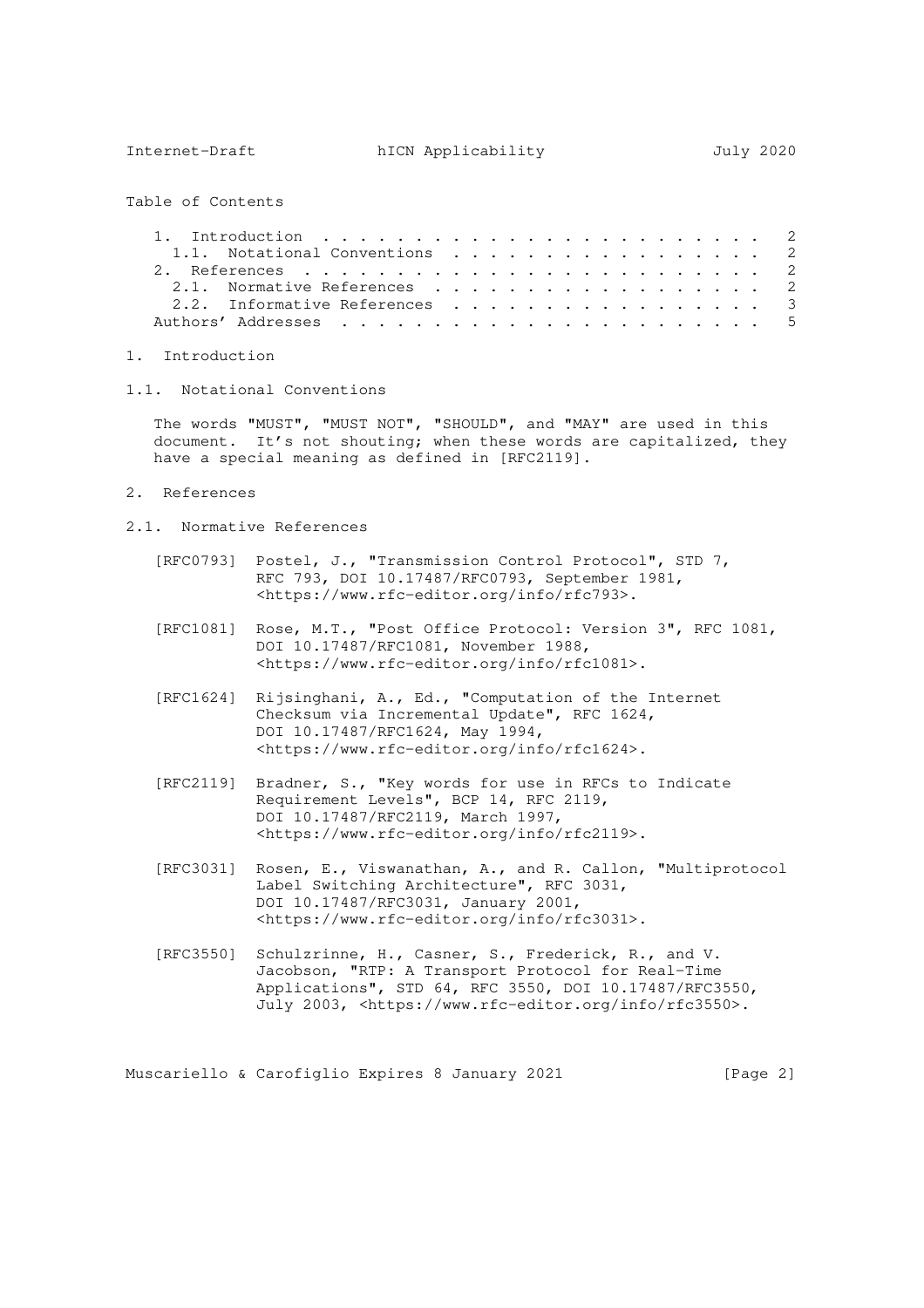Table of Contents

1. Introduction . . . . . . . . . . . . . . . . . . . . . . . . 2
   1.1. Notational Conventions . . . . . . . . . . . . . . . . . 2
2. References . . . . . . . . . . . . . . . . . . . . . . . . . 2
   2.1. Normative References . . . . . . . . . . . . . . . . . . 2
   2.2. Informative References . . . . . . . . . . . . . . . . . 3
Authors' Addresses . . . . . . . . . . . . . . . . . . . . . . . 5

# 1. Introduction

## 1.1. Notational Conventions

The words "MUST", "MUST NOT", "SHOULD", and "MAY" are used in this document. It's not shouting; when these words are capitalized, they have a special meaning as defined in [RFC2119].

# 2. References

## 2.1. Normative References

[RFC0793] Postel, J., "Transmission Control Protocol", STD 7, RFC 793, DOI 10.17487/RFC0793, September 1981, <https://www.rfc-editor.org/info/rfc793>.

[RFC1081] Rose, M.T., "Post Office Protocol: Version 3", RFC 1081, DOI 10.17487/RFC1081, November 1988, <https://www.rfc-editor.org/info/rfc1081>.

[RFC1624] Rijsinghani, A., Ed., "Computation of the Internet Checksum via Incremental Update", RFC 1624, DOI 10.17487/RFC1624, May 1994, <https://www.rfc-editor.org/info/rfc1624>.

[RFC2119] Bradner, S., "Key words for use in RFCs to Indicate Requirement Levels", BCP 14, RFC 2119, DOI 10.17487/RFC2119, March 1997, <https://www.rfc-editor.org/info/rfc2119>.

[RFC3031] Rosen, E., Viswanathan, A., and R. Callon, "Multiprotocol Label Switching Architecture", RFC 3031, DOI 10.17487/RFC3031, January 2001, <https://www.rfc-editor.org/info/rfc3031>.

[RFC3550] Schulzrinne, H., Casner, S., Frederick, R., and V. Jacobson, "RTP: A Transport Protocol for Real-Time Applications", STD 64, RFC 3550, DOI 10.17487/RFC3550, July 2003, <https://www.rfc-editor.org/info/rfc3550>.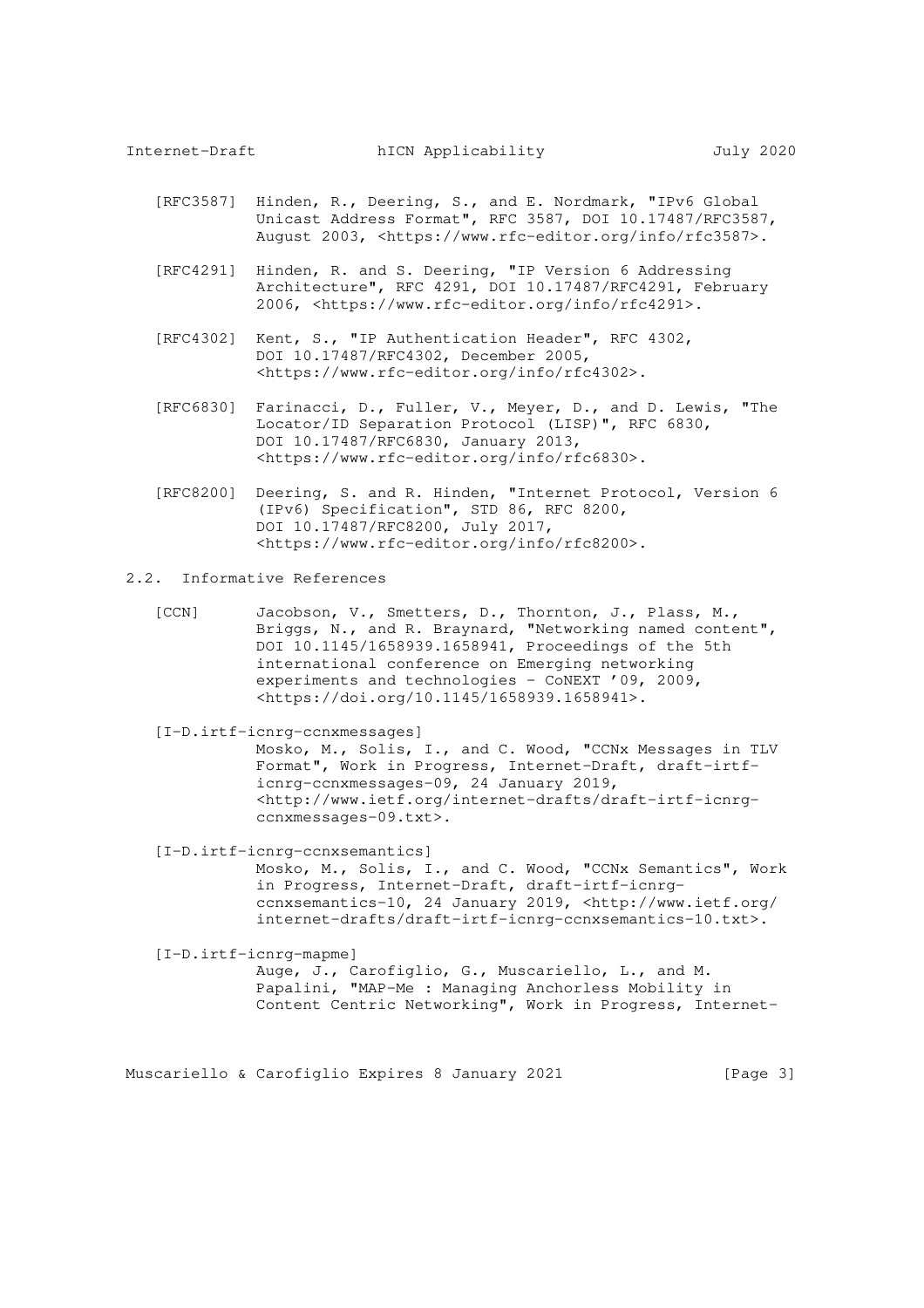[RFC3587] Hinden, R., Deering, S., and E. Nordmark, "IPv6 Global Unicast Address Format", RFC 3587, DOI 10.17487/RFC3587, August 2003, <https://www.rfc-editor.org/info/rfc3587>.

[RFC4291] Hinden, R. and S. Deering, "IP Version 6 Addressing Architecture", RFC 4291, DOI 10.17487/RFC4291, February 2006, <https://www.rfc-editor.org/info/rfc4291>.

[RFC4302] Kent, S., "IP Authentication Header", RFC 4302, DOI 10.17487/RFC4302, December 2005, <https://www.rfc-editor.org/info/rfc4302>.

[RFC6830] Farinacci, D., Fuller, V., Meyer, D., and D. Lewis, "The Locator/ID Separation Protocol (LISP)", RFC 6830, DOI 10.17487/RFC6830, January 2013, <https://www.rfc-editor.org/info/rfc6830>.

[RFC8200] Deering, S. and R. Hinden, "Internet Protocol, Version 6 (IPv6) Specification", STD 86, RFC 8200, DOI 10.17487/RFC8200, July 2017, <https://www.rfc-editor.org/info/rfc8200>.

## 2.2. Informative References

[CCN] Jacobson, V., Smetters, D., Thornton, J., Plass, M., Briggs, N., and R. Braynard, "Networking named content", DOI 10.1145/1658939.1658941, Proceedings of the 5th international conference on Emerging networking experiments and technologies - CoNEXT '09, 2009, <https://doi.org/10.1145/1658939.1658941>.

[I-D.irtf-icnrg-ccnxmessages] Mosko, M., Solis, I., and C. Wood, "CCNx Messages in TLV Format", Work in Progress, Internet-Draft, draft-irtf-icnrg-ccnxmessages-09, 24 January 2019, <http://www.ietf.org/internet-drafts/draft-irtf-icnrg-ccnxmessages-09.txt>.

[I-D.irtf-icnrg-ccnxsemantics] Mosko, M., Solis, I., and C. Wood, "CCNx Semantics", Work in Progress, Internet-Draft, draft-irtf-icnrg-ccnxsemantics-10, 24 January 2019, <http://www.ietf.org/internet-drafts/draft-irtf-icnrg-ccnxsemantics-10.txt>.

[I-D.irtf-icnrg-mapme] Auge, J., Carofiglio, G., Muscariello, L., and M. Papalini, "MAP-Me : Managing Anchorless Mobility in Content Centric Networking", Work in Progress, Internet-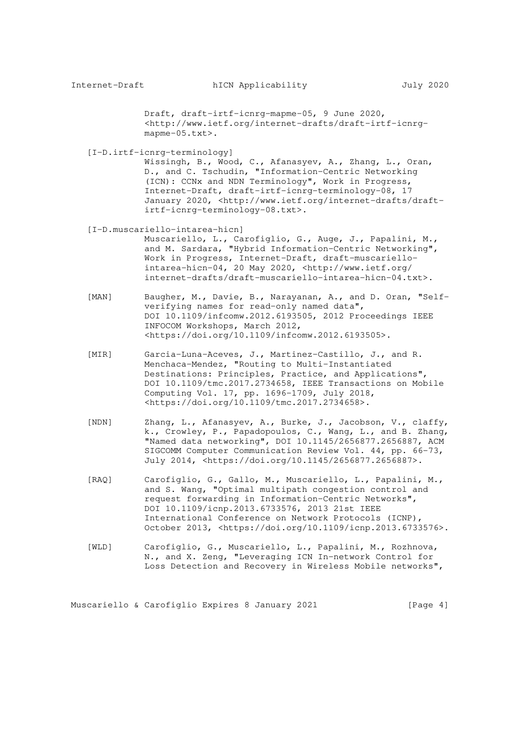Draft, draft-irtf-icnrg-mapme-05, 9 June 2020, <http://www.ietf.org/internet-drafts/draft-irtf-icnrg-mapme-05.txt>.

[I-D.irtf-icnrg-terminology]
Wissingh, B., Wood, C., Afanasyev, A., Zhang, L., Oran, D., and C. Tschudin, "Information-Centric Networking (ICN): CCNx and NDN Terminology", Work in Progress, Internet-Draft, draft-irtf-icnrg-terminology-08, 17 January 2020, <http://www.ietf.org/internet-drafts/draft-irtf-icnrg-terminology-08.txt>.

[I-D.muscariello-intarea-hicn]
Muscariello, L., Carofiglio, G., Auge, J., Papalini, M., and M. Sardara, "Hybrid Information-Centric Networking", Work in Progress, Internet-Draft, draft-muscariello-intarea-hicn-04, 20 May 2020, <http://www.ietf.org/internet-drafts/draft-muscariello-intarea-hicn-04.txt>.

[MAN] Baugher, M., Davie, B., Narayanan, A., and D. Oran, "Self-verifying names for read-only named data", DOI 10.1109/infcomw.2012.6193505, 2012 Proceedings IEEE INFOCOM Workshops, March 2012, <https://doi.org/10.1109/infcomw.2012.6193505>.

[MIR] Garcia-Luna-Aceves, J., Martinez-Castillo, J., and R. Menchaca-Mendez, "Routing to Multi-Instantiated Destinations: Principles, Practice, and Applications", DOI 10.1109/tmc.2017.2734658, IEEE Transactions on Mobile Computing Vol. 17, pp. 1696-1709, July 2018, <https://doi.org/10.1109/tmc.2017.2734658>.

[NDN] Zhang, L., Afanasyev, A., Burke, J., Jacobson, V., claffy, k., Crowley, P., Papadopoulos, C., Wang, L., and B. Zhang, "Named data networking", DOI 10.1145/2656877.2656887, ACM SIGCOMM Computer Communication Review Vol. 44, pp. 66-73, July 2014, <https://doi.org/10.1145/2656877.2656887>.

[RAQ] Carofiglio, G., Gallo, M., Muscariello, L., Papalini, M., and S. Wang, "Optimal multipath congestion control and request forwarding in Information-Centric Networks", DOI 10.1109/icnp.2013.6733576, 2013 21st IEEE International Conference on Network Protocols (ICNP), October 2013, <https://doi.org/10.1109/icnp.2013.6733576>.

[WLD] Carofiglio, G., Muscariello, L., Papalini, M., Rozhnova, N., and X. Zeng, "Leveraging ICN In-network Control for Loss Detection and Recovery in Wireless Mobile networks",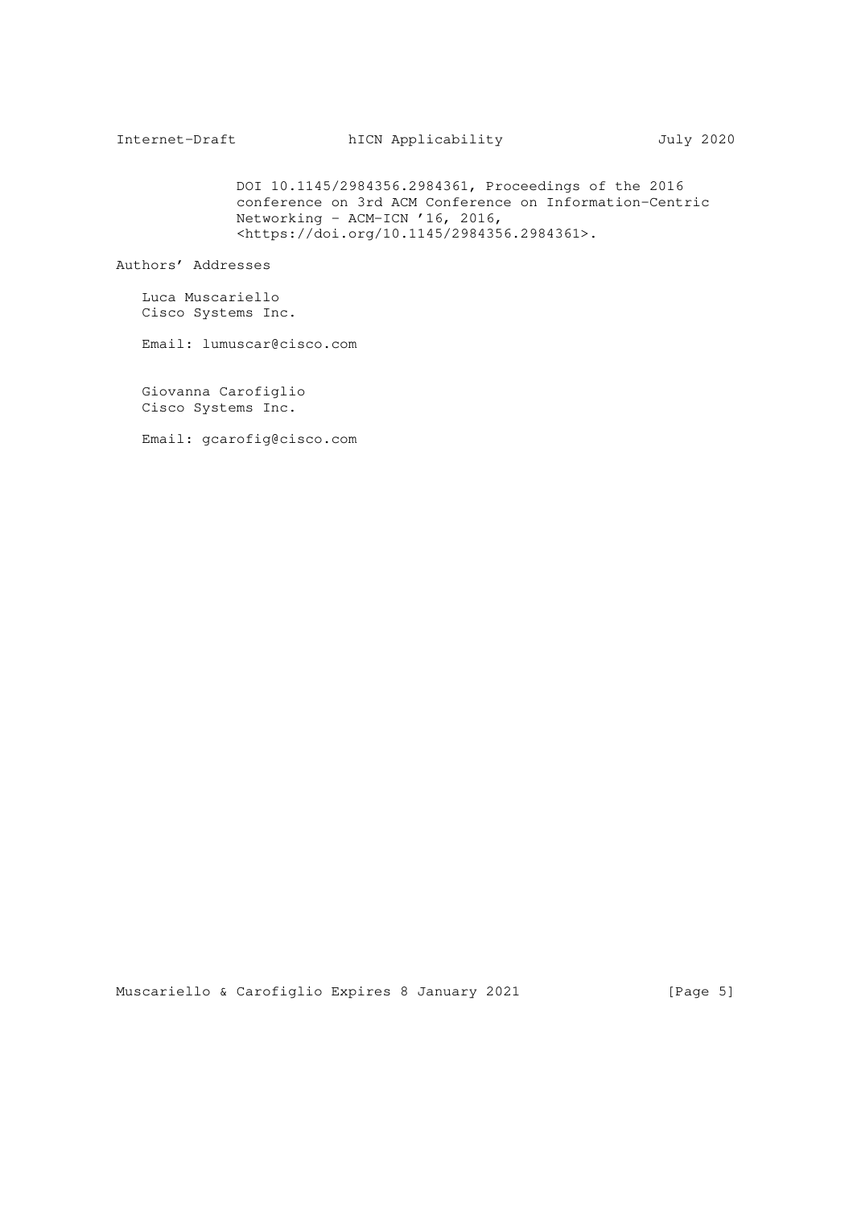DOI 10.1145/2984356.2984361, Proceedings of the 2016 conference on 3rd ACM Conference on Information-Centric Networking - ACM-ICN '16, 2016, <https://doi.org/10.1145/2984356.2984361>.

## Authors' Addresses

Luca Muscariello
Cisco Systems Inc.

Email: lumuscar@cisco.com

Giovanna Carofiglio
Cisco Systems Inc.

Email: gcarofig@cisco.com